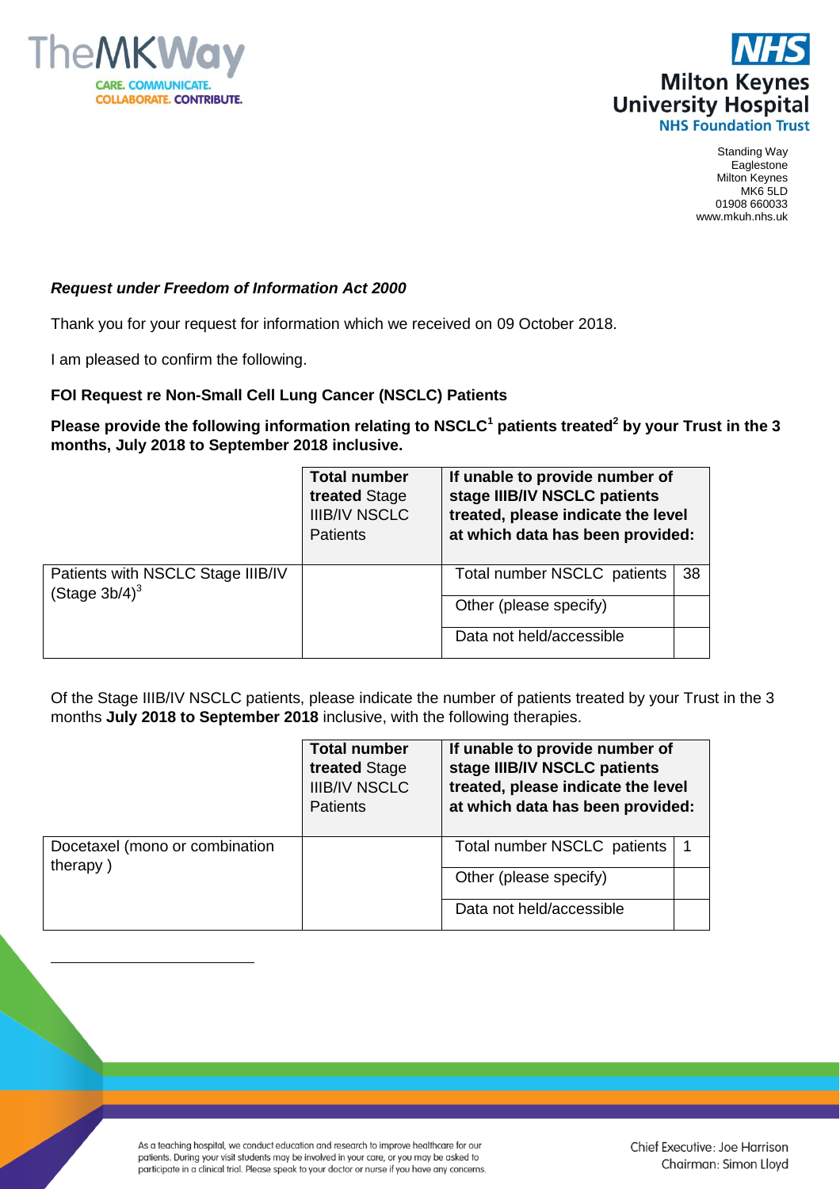Standing Way
Eaglestone
Milton Keynes
MK6 5LD
01908 660033
www.mkuh.nhs.uk

***Request under Freedom of Information Act 2000***

Thank you for your request for information which we received on 09 October 2018.

I am pleased to confirm the following.

**FOI Request re Non-Small Cell Lung Cancer (NSCLC) Patients**

**Please provide the following information relating to NSCLC[1] patients treated[2] by your Trust in the 3 months, July 2018 to September 2018 inclusive.**

| | **Total number treated** Stage IIIB/IV NSCLC Patients | **If unable to provide number of stage IIIB/IV NSCLC patients treated, please indicate the level at which data has been provided:** | |
|---|---|---|---|
| Patients with NSCLC Stage IIIB/IV (Stage 3b/4)[3] | | Total number NSCLC patients | 38 |
| | | Other (please specify) | |
| | | Data not held/accessible | |

Of the Stage IIIB/IV NSCLC patients, please indicate the number of patients treated by your Trust in the 3 months **July 2018 to September 2018** inclusive, with the following therapies.

| | **Total number treated** Stage IIIB/IV NSCLC Patients | **If unable to provide number of stage IIIB/IV NSCLC patients treated, please indicate the level at which data has been provided:** | |
|---|---|---|---|
| Docetaxel (mono or combination therapy ) | | Total number NSCLC patients | 1 |
| | | Other (please specify) | |
| | | Data not held/accessible | |

As a teaching hospital, we conduct education and research to improve healthcare for our patients. During your visit students may be involved in your care, or you may be asked to participate in a clinical trial. Please speak to your doctor or nurse if you have any concerns.

Chief Executive: Joe Harrison
Chairman: Simon Lloyd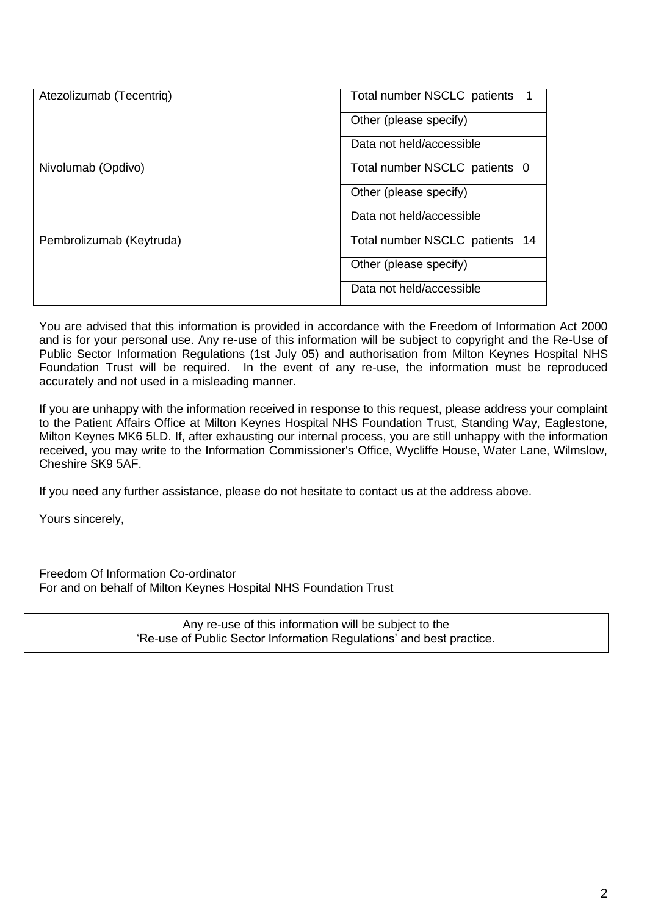| | | | |
|---|---|---|---|
| Atezolizumab (Tecentriq) | | Total number NSCLC patients | 1 |
| | | Other (please specify) | |
| | | Data not held/accessible | |
| Nivolumab (Opdivo) | | Total number NSCLC patients | 0 |
| | | Other (please specify) | |
| | | Data not held/accessible | |
| Pembrolizumab (Keytruda) | | Total number NSCLC patients | 14 |
| | | Other (please specify) | |
| | | Data not held/accessible | |

You are advised that this information is provided in accordance with the Freedom of Information Act 2000 and is for your personal use. Any re-use of this information will be subject to copyright and the Re-Use of Public Sector Information Regulations (1st July 05) and authorisation from Milton Keynes Hospital NHS Foundation Trust will be required. In the event of any re-use, the information must be reproduced accurately and not used in a misleading manner.

If you are unhappy with the information received in response to this request, please address your complaint to the Patient Affairs Office at Milton Keynes Hospital NHS Foundation Trust, Standing Way, Eaglestone, Milton Keynes MK6 5LD. If, after exhausting our internal process, you are still unhappy with the information received, you may write to the Information Commissioner's Office, Wycliffe House, Water Lane, Wilmslow, Cheshire SK9 5AF.

If you need any further assistance, please do not hesitate to contact us at the address above.

Yours sincerely,

Freedom Of Information Co-ordinator
For and on behalf of Milton Keynes Hospital NHS Foundation Trust

Any re-use of this information will be subject to the
'Re-use of Public Sector Information Regulations' and best practice.